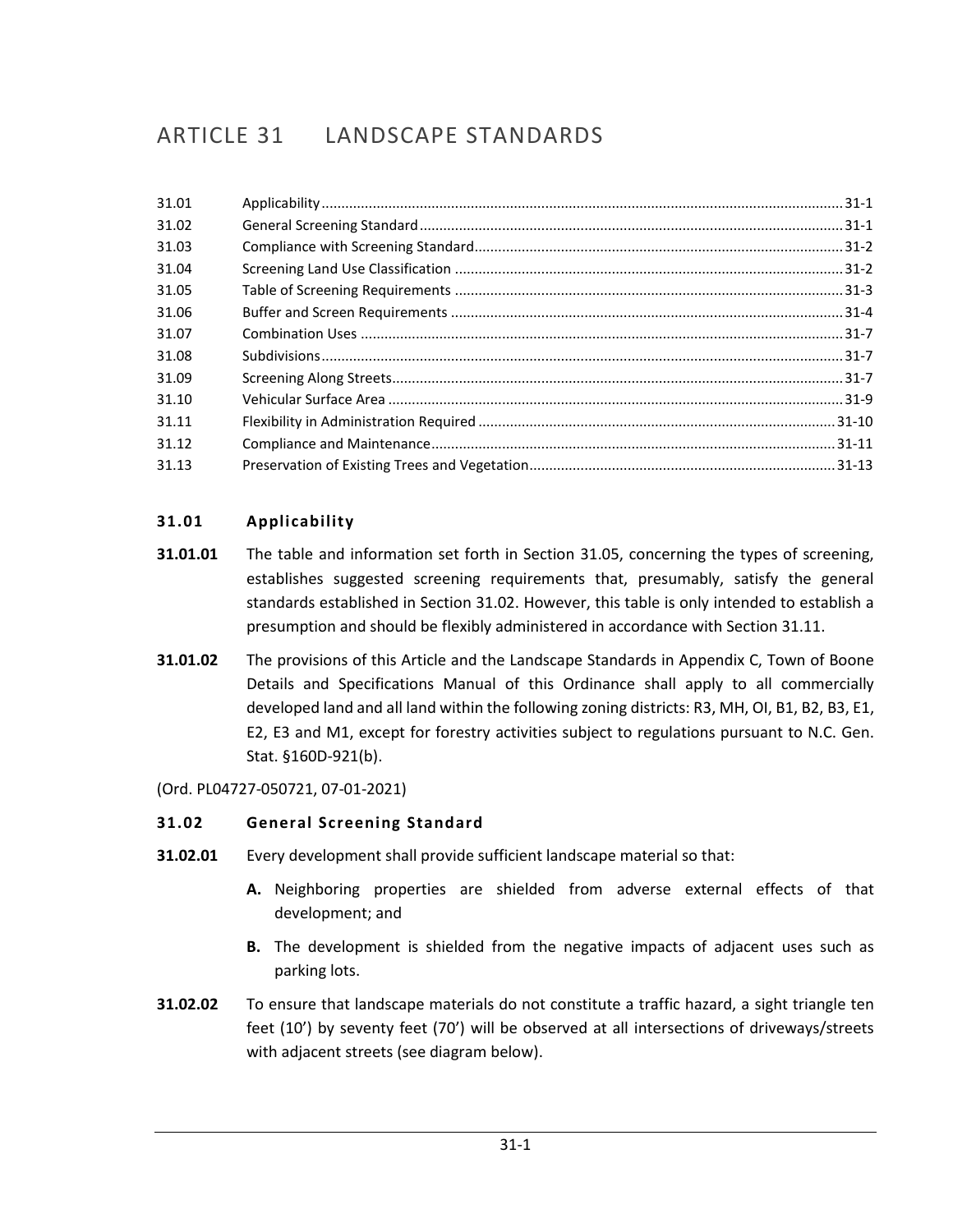# ARTICLE 31 LANDSCAPE STANDARDS

| | | |
|---|---|---|
| 31.01 | Applicability | 31-1 |
| 31.02 | General Screening Standard | 31-1 |
| 31.03 | Compliance with Screening Standard | 31-2 |
| 31.04 | Screening Land Use Classification | 31-2 |
| 31.05 | Table of Screening Requirements | 31-3 |
| 31.06 | Buffer and Screen Requirements | 31-4 |
| 31.07 | Combination Uses | 31-7 |
| 31.08 | Subdivisions | 31-7 |
| 31.09 | Screening Along Streets | 31-7 |
| 31.10 | Vehicular Surface Area | 31-9 |
| 31.11 | Flexibility in Administration Required | 31-10 |
| 31.12 | Compliance and Maintenance | 31-11 |
| 31.13 | Preservation of Existing Trees and Vegetation | 31-13 |

## 31.01 Applicability

**31.01.01** The table and information set forth in Section 31.05, concerning the types of screening, establishes suggested screening requirements that, presumably, satisfy the general standards established in Section 31.02. However, this table is only intended to establish a presumption and should be flexibly administered in accordance with Section 31.11.

**31.01.02** The provisions of this Article and the Landscape Standards in Appendix C, Town of Boone Details and Specifications Manual of this Ordinance shall apply to all commercially developed land and all land within the following zoning districts: R3, MH, OI, B1, B2, B3, E1, E2, E3 and M1, except for forestry activities subject to regulations pursuant to N.C. Gen. Stat. §160D-921(b).

(Ord. PL04727-050721, 07-01-2021)

## 31.02 General Screening Standard

**31.02.01** Every development shall provide sufficient landscape material so that:

**A.** Neighboring properties are shielded from adverse external effects of that development; and

**B.** The development is shielded from the negative impacts of adjacent uses such as parking lots.

**31.02.02** To ensure that landscape materials do not constitute a traffic hazard, a sight triangle ten feet (10') by seventy feet (70') will be observed at all intersections of driveways/streets with adjacent streets (see diagram below).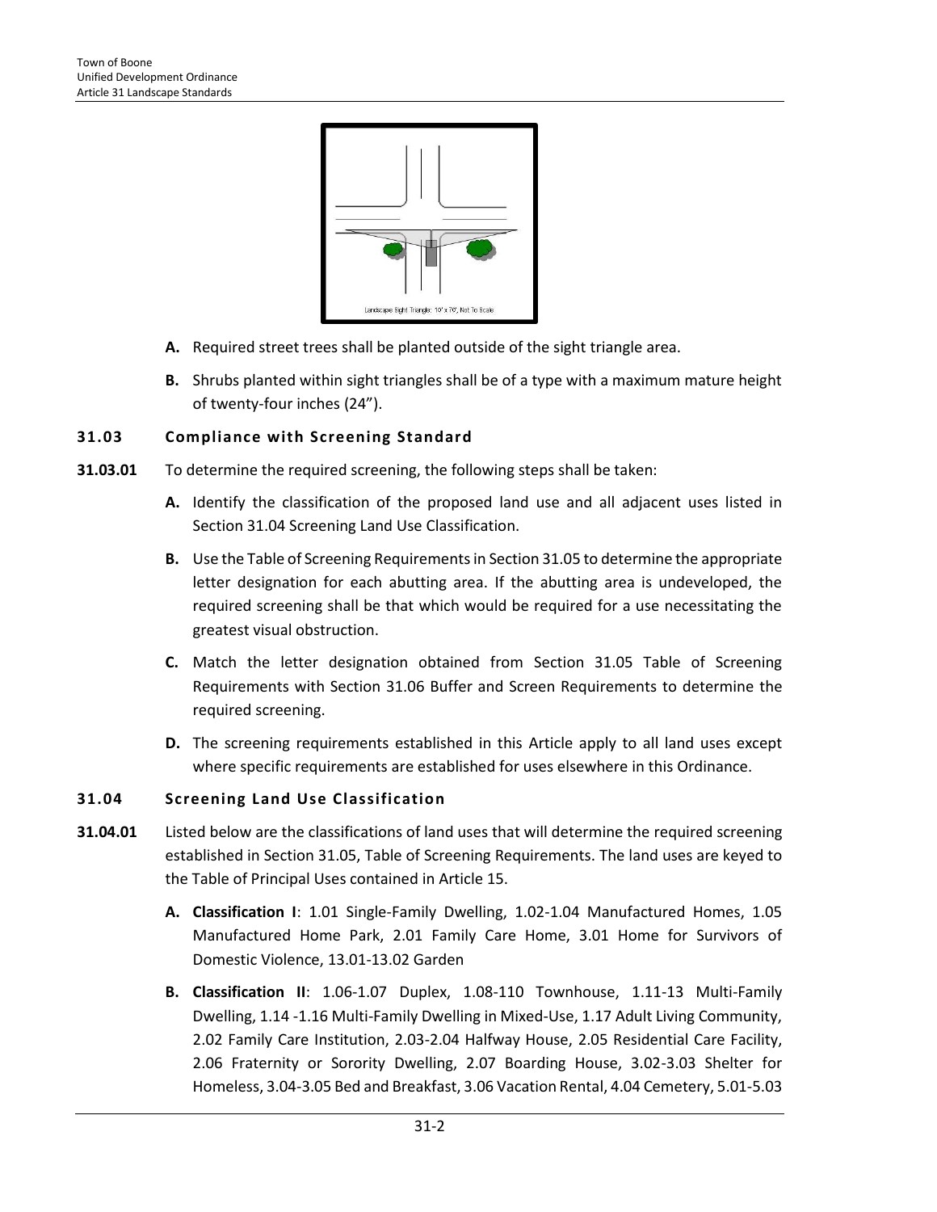Landscape Sight Triangle: 10' x 70', Not To Scale

**A.** Required street trees shall be planted outside of the sight triangle area.

**B.** Shrubs planted within sight triangles shall be of a type with a maximum mature height of twenty-four inches (24").

### 31.03 Compliance with Screening Standard

**31.03.01** To determine the required screening, the following steps shall be taken:

**A.** Identify the classification of the proposed land use and all adjacent uses listed in Section 31.04 Screening Land Use Classification.

**B.** Use the Table of Screening Requirements in Section 31.05 to determine the appropriate letter designation for each abutting area. If the abutting area is undeveloped, the required screening shall be that which would be required for a use necessitating the greatest visual obstruction.

**C.** Match the letter designation obtained from Section 31.05 Table of Screening Requirements with Section 31.06 Buffer and Screen Requirements to determine the required screening.

**D.** The screening requirements established in this Article apply to all land uses except where specific requirements are established for uses elsewhere in this Ordinance.

### 31.04 Screening Land Use Classification

**31.04.01** Listed below are the classifications of land uses that will determine the required screening established in Section 31.05, Table of Screening Requirements. The land uses are keyed to the Table of Principal Uses contained in Article 15.

**A. Classification I**: 1.01 Single-Family Dwelling, 1.02-1.04 Manufactured Homes, 1.05 Manufactured Home Park, 2.01 Family Care Home, 3.01 Home for Survivors of Domestic Violence, 13.01-13.02 Garden

**B. Classification II**: 1.06-1.07 Duplex, 1.08-110 Townhouse, 1.11-13 Multi-Family Dwelling, 1.14 -1.16 Multi-Family Dwelling in Mixed-Use, 1.17 Adult Living Community, 2.02 Family Care Institution, 2.03-2.04 Halfway House, 2.05 Residential Care Facility, 2.06 Fraternity or Sorority Dwelling, 2.07 Boarding House, 3.02-3.03 Shelter for Homeless, 3.04-3.05 Bed and Breakfast, 3.06 Vacation Rental, 4.04 Cemetery, 5.01-5.03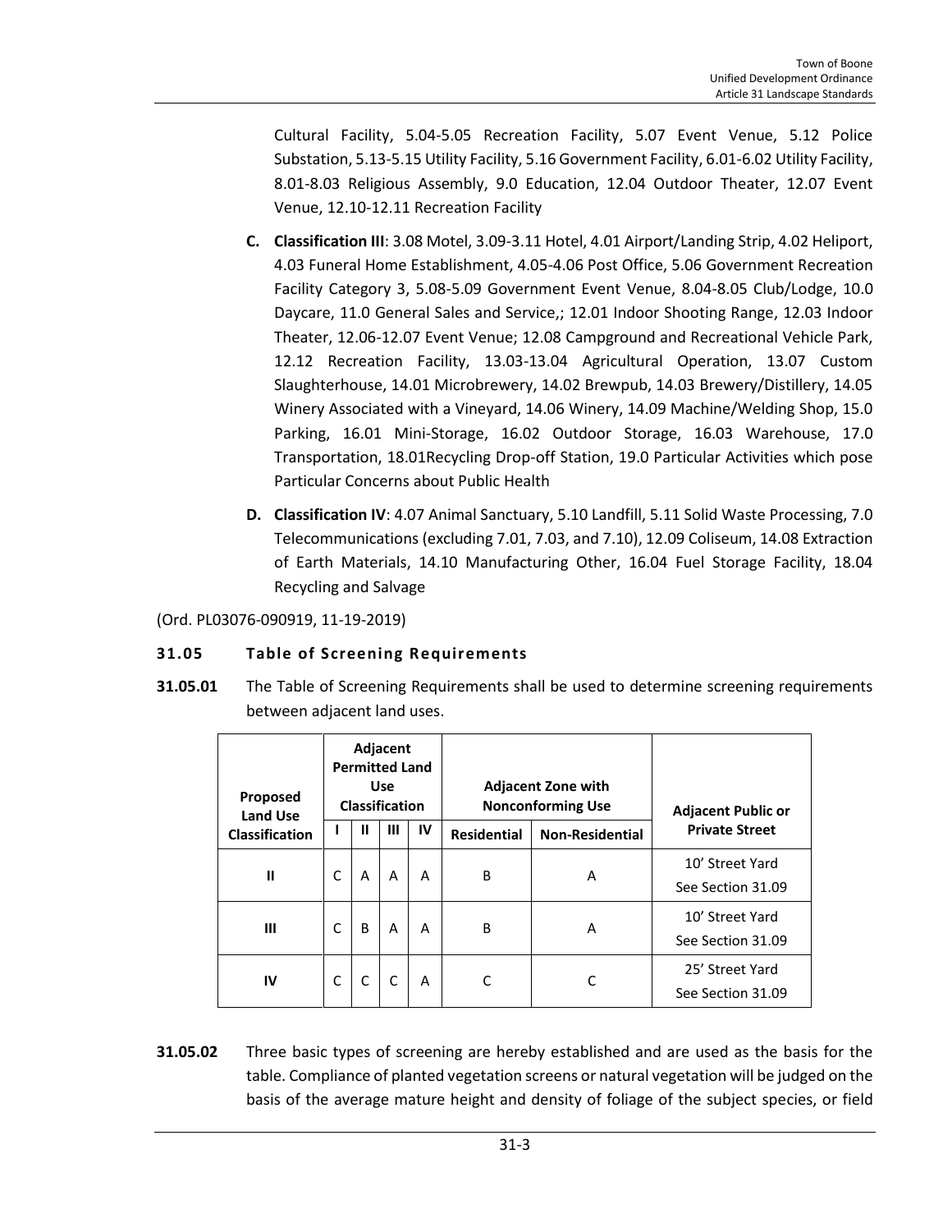Cultural Facility, 5.04-5.05 Recreation Facility, 5.07 Event Venue, 5.12 Police Substation, 5.13-5.15 Utility Facility, 5.16 Government Facility, 6.01-6.02 Utility Facility, 8.01-8.03 Religious Assembly, 9.0 Education, 12.04 Outdoor Theater, 12.07 Event Venue, 12.10-12.11 Recreation Facility

**C. Classification III**: 3.08 Motel, 3.09-3.11 Hotel, 4.01 Airport/Landing Strip, 4.02 Heliport, 4.03 Funeral Home Establishment, 4.05-4.06 Post Office, 5.06 Government Recreation Facility Category 3, 5.08-5.09 Government Event Venue, 8.04-8.05 Club/Lodge, 10.0 Daycare, 11.0 General Sales and Service,; 12.01 Indoor Shooting Range, 12.03 Indoor Theater, 12.06-12.07 Event Venue; 12.08 Campground and Recreational Vehicle Park, 12.12 Recreation Facility, 13.03-13.04 Agricultural Operation, 13.07 Custom Slaughterhouse, 14.01 Microbrewery, 14.02 Brewpub, 14.03 Brewery/Distillery, 14.05 Winery Associated with a Vineyard, 14.06 Winery, 14.09 Machine/Welding Shop, 15.0 Parking, 16.01 Mini-Storage, 16.02 Outdoor Storage, 16.03 Warehouse, 17.0 Transportation, 18.01Recycling Drop-off Station, 19.0 Particular Activities which pose Particular Concerns about Public Health

**D. Classification IV**: 4.07 Animal Sanctuary, 5.10 Landfill, 5.11 Solid Waste Processing, 7.0 Telecommunications (excluding 7.01, 7.03, and 7.10), 12.09 Coliseum, 14.08 Extraction of Earth Materials, 14.10 Manufacturing Other, 16.04 Fuel Storage Facility, 18.04 Recycling and Salvage

(Ord. PL03076-090919, 11-19-2019)

### 31.05 Table of Screening Requirements

**31.05.01** The Table of Screening Requirements shall be used to determine screening requirements between adjacent land uses.

| Proposed Land Use Classification | Adjacent Permitted Land Use Classification | | | | Adjacent Zone with Nonconforming Use | | Adjacent Public or Private Street |
|---|---|---|---|---|---|---|---|
| | I | II | III | IV | Residential | Non-Residential | |
| II | C | A | A | A | B | A | 10' Street Yard See Section 31.09 |
| III | C | B | A | A | B | A | 10' Street Yard See Section 31.09 |
| IV | C | C | C | A | C | C | 25' Street Yard See Section 31.09 |

**31.05.02** Three basic types of screening are hereby established and are used as the basis for the table. Compliance of planted vegetation screens or natural vegetation will be judged on the basis of the average mature height and density of foliage of the subject species, or field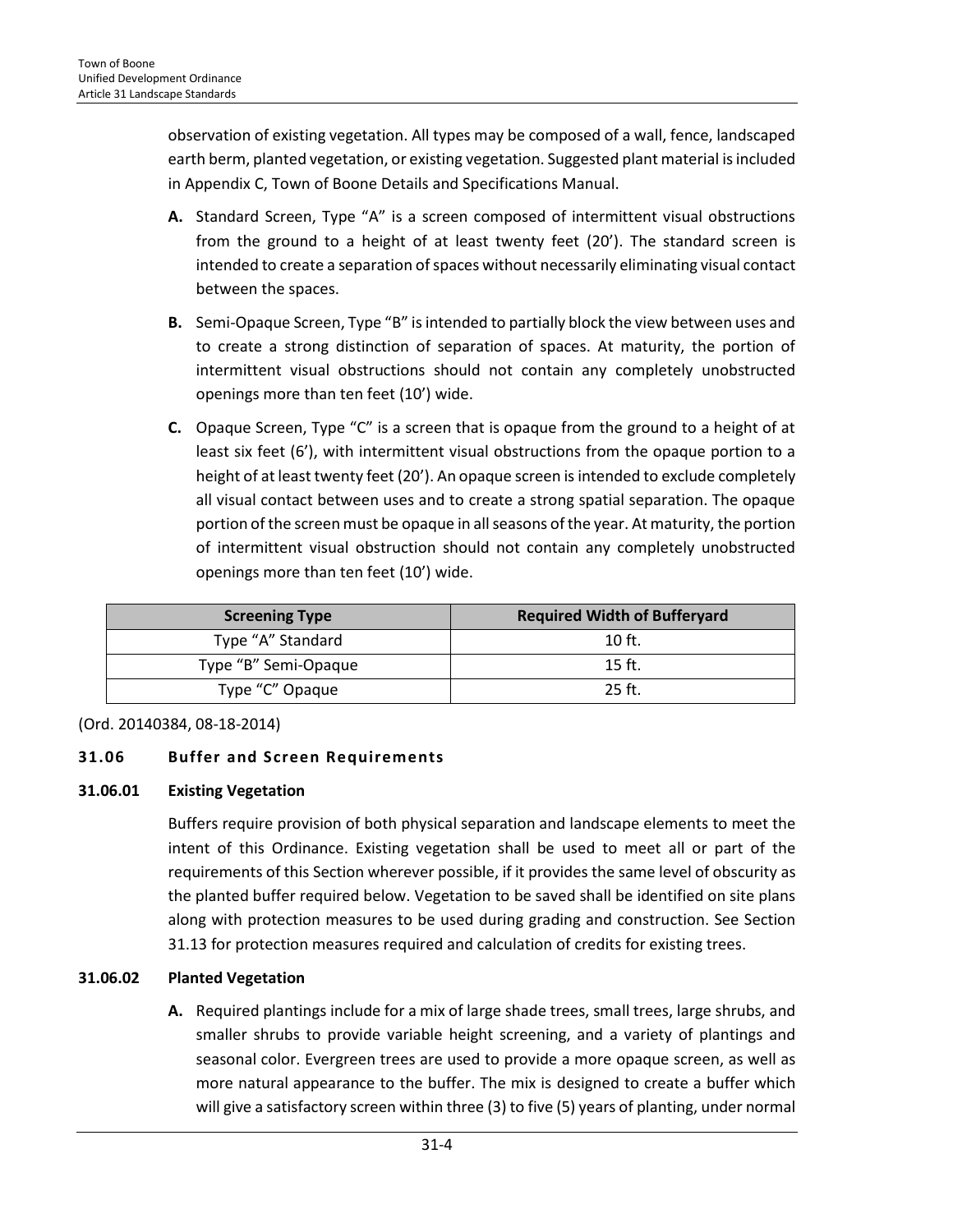observation of existing vegetation. All types may be composed of a wall, fence, landscaped earth berm, planted vegetation, or existing vegetation. Suggested plant material is included in Appendix C, Town of Boone Details and Specifications Manual.

**A.** Standard Screen, Type "A" is a screen composed of intermittent visual obstructions from the ground to a height of at least twenty feet (20'). The standard screen is intended to create a separation of spaces without necessarily eliminating visual contact between the spaces.

**B.** Semi-Opaque Screen, Type "B" is intended to partially block the view between uses and to create a strong distinction of separation of spaces. At maturity, the portion of intermittent visual obstructions should not contain any completely unobstructed openings more than ten feet (10') wide.

**C.** Opaque Screen, Type "C" is a screen that is opaque from the ground to a height of at least six feet (6'), with intermittent visual obstructions from the opaque portion to a height of at least twenty feet (20'). An opaque screen is intended to exclude completely all visual contact between uses and to create a strong spatial separation. The opaque portion of the screen must be opaque in all seasons of the year. At maturity, the portion of intermittent visual obstruction should not contain any completely unobstructed openings more than ten feet (10') wide.

| Screening Type | Required Width of Bufferyard |
| --- | --- |
| Type "A" Standard | 10 ft. |
| Type "B" Semi-Opaque | 15 ft. |
| Type "C" Opaque | 25 ft. |

(Ord. 20140384, 08-18-2014)

## 31.06 Buffer and Screen Requirements

### 31.06.01 Existing Vegetation

Buffers require provision of both physical separation and landscape elements to meet the intent of this Ordinance. Existing vegetation shall be used to meet all or part of the requirements of this Section wherever possible, if it provides the same level of obscurity as the planted buffer required below. Vegetation to be saved shall be identified on site plans along with protection measures to be used during grading and construction. See Section 31.13 for protection measures required and calculation of credits for existing trees.

### 31.06.02 Planted Vegetation

**A.** Required plantings include for a mix of large shade trees, small trees, large shrubs, and smaller shrubs to provide variable height screening, and a variety of plantings and seasonal color. Evergreen trees are used to provide a more opaque screen, as well as more natural appearance to the buffer. The mix is designed to create a buffer which will give a satisfactory screen within three (3) to five (5) years of planting, under normal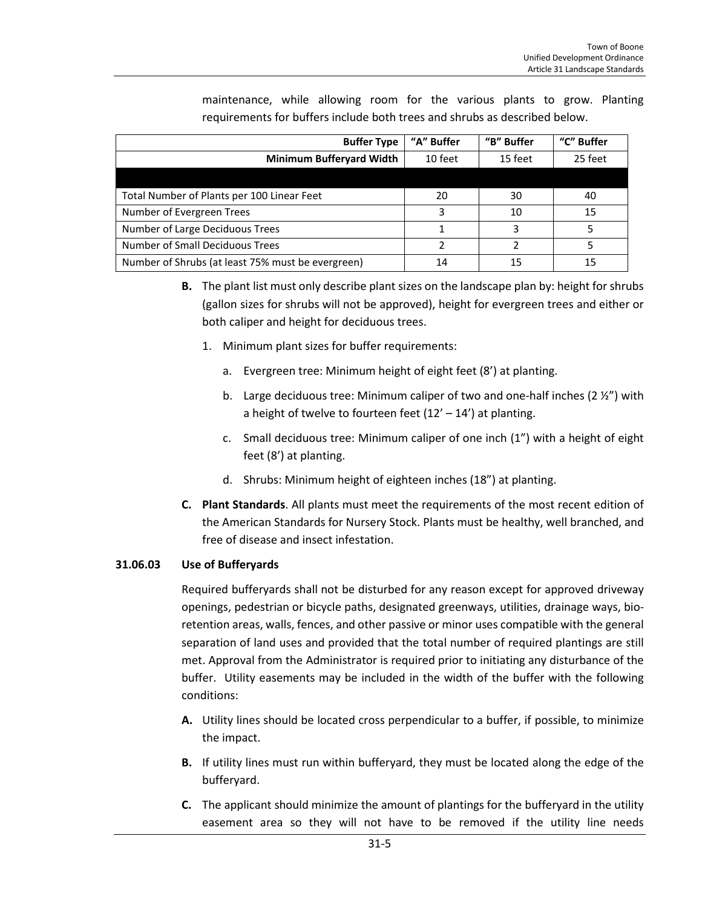maintenance, while allowing room for the various plants to grow. Planting requirements for buffers include both trees and shrubs as described below.

| Buffer Type | "A" Buffer | "B" Buffer | "C" Buffer |
|---|---|---|---|
| Minimum Bufferyard Width | 10 feet | 15 feet | 25 feet |
| | | | |
| Total Number of Plants per 100 Linear Feet | 20 | 30 | 40 |
| Number of Evergreen Trees | 3 | 10 | 15 |
| Number of Large Deciduous Trees | 1 | 3 | 5 |
| Number of Small Deciduous Trees | 2 | 2 | 5 |
| Number of Shrubs (at least 75% must be evergreen) | 14 | 15 | 15 |

**B.** The plant list must only describe plant sizes on the landscape plan by: height for shrubs (gallon sizes for shrubs will not be approved), height for evergreen trees and either or both caliper and height for deciduous trees.

1. Minimum plant sizes for buffer requirements:

   a. Evergreen tree: Minimum height of eight feet (8') at planting.

   b. Large deciduous tree: Minimum caliper of two and one-half inches (2 ½") with a height of twelve to fourteen feet (12' – 14') at planting.

   c. Small deciduous tree: Minimum caliper of one inch (1") with a height of eight feet (8') at planting.

   d. Shrubs: Minimum height of eighteen inches (18") at planting.

**C. Plant Standards**. All plants must meet the requirements of the most recent edition of the American Standards for Nursery Stock. Plants must be healthy, well branched, and free of disease and insect infestation.

### 31.06.03 Use of Bufferyards

Required bufferyards shall not be disturbed for any reason except for approved driveway openings, pedestrian or bicycle paths, designated greenways, utilities, drainage ways, bio-retention areas, walls, fences, and other passive or minor uses compatible with the general separation of land uses and provided that the total number of required plantings are still met. Approval from the Administrator is required prior to initiating any disturbance of the buffer. Utility easements may be included in the width of the buffer with the following conditions:

**A.** Utility lines should be located cross perpendicular to a buffer, if possible, to minimize the impact.

**B.** If utility lines must run within bufferyard, they must be located along the edge of the bufferyard.

**C.** The applicant should minimize the amount of plantings for the bufferyard in the utility easement area so they will not have to be removed if the utility line needs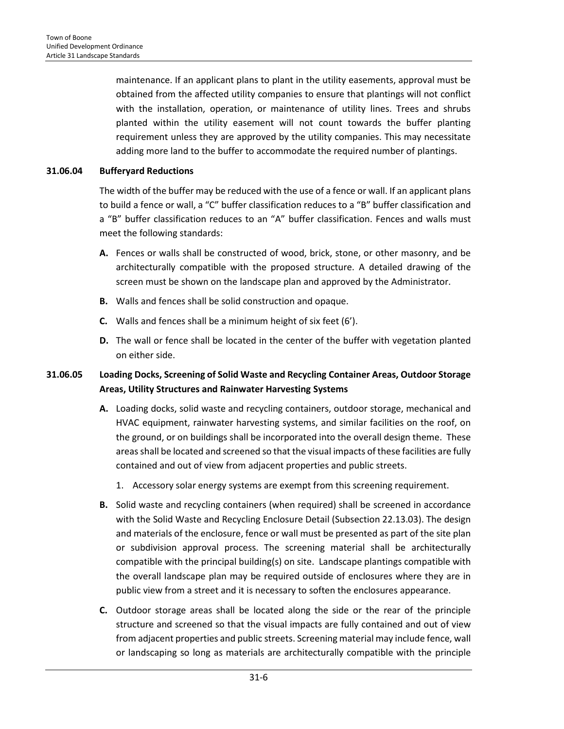maintenance. If an applicant plans to plant in the utility easements, approval must be obtained from the affected utility companies to ensure that plantings will not conflict with the installation, operation, or maintenance of utility lines. Trees and shrubs planted within the utility easement will not count towards the buffer planting requirement unless they are approved by the utility companies. This may necessitate adding more land to the buffer to accommodate the required number of plantings.

### 31.06.04 Bufferyard Reductions

The width of the buffer may be reduced with the use of a fence or wall. If an applicant plans to build a fence or wall, a "C" buffer classification reduces to a "B" buffer classification and a "B" buffer classification reduces to an "A" buffer classification. Fences and walls must meet the following standards:

**A.** Fences or walls shall be constructed of wood, brick, stone, or other masonry, and be architecturally compatible with the proposed structure. A detailed drawing of the screen must be shown on the landscape plan and approved by the Administrator.

**B.** Walls and fences shall be solid construction and opaque.

**C.** Walls and fences shall be a minimum height of six feet (6').

**D.** The wall or fence shall be located in the center of the buffer with vegetation planted on either side.

### 31.06.05 Loading Docks, Screening of Solid Waste and Recycling Container Areas, Outdoor Storage Areas, Utility Structures and Rainwater Harvesting Systems

**A.** Loading docks, solid waste and recycling containers, outdoor storage, mechanical and HVAC equipment, rainwater harvesting systems, and similar facilities on the roof, on the ground, or on buildings shall be incorporated into the overall design theme. These areas shall be located and screened so that the visual impacts of these facilities are fully contained and out of view from adjacent properties and public streets.

1. Accessory solar energy systems are exempt from this screening requirement.

**B.** Solid waste and recycling containers (when required) shall be screened in accordance with the Solid Waste and Recycling Enclosure Detail (Subsection 22.13.03). The design and materials of the enclosure, fence or wall must be presented as part of the site plan or subdivision approval process. The screening material shall be architecturally compatible with the principal building(s) on site. Landscape plantings compatible with the overall landscape plan may be required outside of enclosures where they are in public view from a street and it is necessary to soften the enclosures appearance.

**C.** Outdoor storage areas shall be located along the side or the rear of the principle structure and screened so that the visual impacts are fully contained and out of view from adjacent properties and public streets. Screening material may include fence, wall or landscaping so long as materials are architecturally compatible with the principle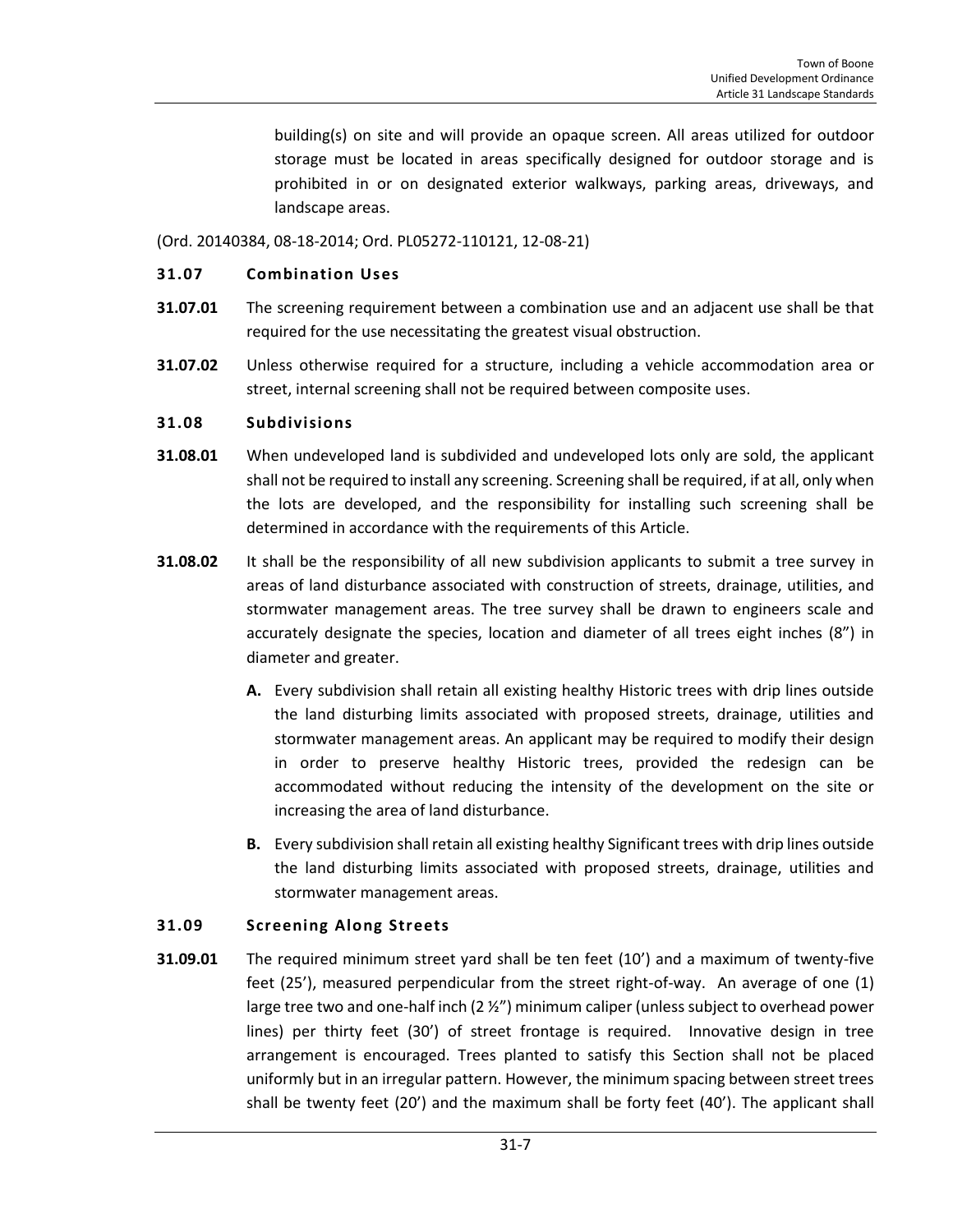building(s) on site and will provide an opaque screen. All areas utilized for outdoor storage must be located in areas specifically designed for outdoor storage and is prohibited in or on designated exterior walkways, parking areas, driveways, and landscape areas.

(Ord. 20140384, 08-18-2014; Ord. PL05272-110121, 12-08-21)

### 31.07 Combination Uses

**31.07.01** The screening requirement between a combination use and an adjacent use shall be that required for the use necessitating the greatest visual obstruction.

**31.07.02** Unless otherwise required for a structure, including a vehicle accommodation area or street, internal screening shall not be required between composite uses.

### 31.08 Subdivisions

**31.08.01** When undeveloped land is subdivided and undeveloped lots only are sold, the applicant shall not be required to install any screening. Screening shall be required, if at all, only when the lots are developed, and the responsibility for installing such screening shall be determined in accordance with the requirements of this Article.

**31.08.02** It shall be the responsibility of all new subdivision applicants to submit a tree survey in areas of land disturbance associated with construction of streets, drainage, utilities, and stormwater management areas. The tree survey shall be drawn to engineers scale and accurately designate the species, location and diameter of all trees eight inches (8") in diameter and greater.

**A.** Every subdivision shall retain all existing healthy Historic trees with drip lines outside the land disturbing limits associated with proposed streets, drainage, utilities and stormwater management areas. An applicant may be required to modify their design in order to preserve healthy Historic trees, provided the redesign can be accommodated without reducing the intensity of the development on the site or increasing the area of land disturbance.

**B.** Every subdivision shall retain all existing healthy Significant trees with drip lines outside the land disturbing limits associated with proposed streets, drainage, utilities and stormwater management areas.

### 31.09 Screening Along Streets

**31.09.01** The required minimum street yard shall be ten feet (10') and a maximum of twenty-five feet (25'), measured perpendicular from the street right-of-way. An average of one (1) large tree two and one-half inch (2 ½") minimum caliper (unless subject to overhead power lines) per thirty feet (30') of street frontage is required. Innovative design in tree arrangement is encouraged. Trees planted to satisfy this Section shall not be placed uniformly but in an irregular pattern. However, the minimum spacing between street trees shall be twenty feet (20') and the maximum shall be forty feet (40'). The applicant shall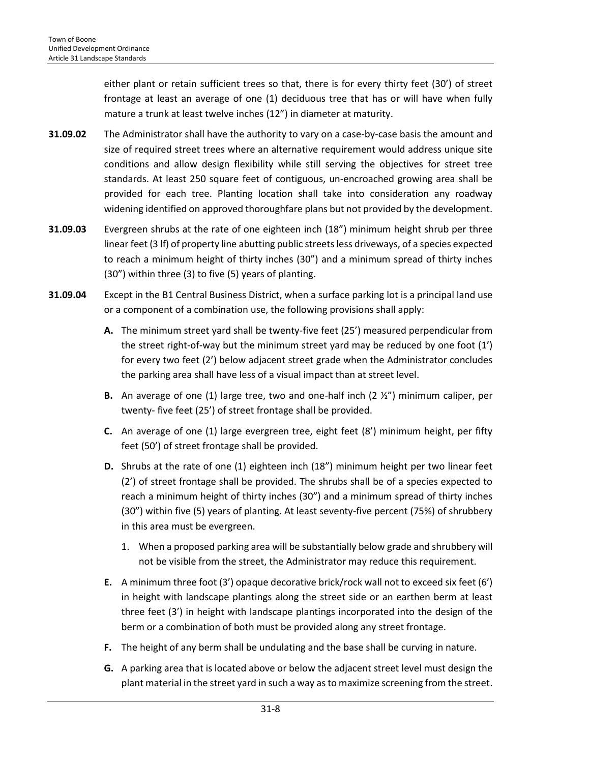either plant or retain sufficient trees so that, there is for every thirty feet (30') of street frontage at least an average of one (1) deciduous tree that has or will have when fully mature a trunk at least twelve inches (12") in diameter at maturity.

**31.09.02** The Administrator shall have the authority to vary on a case-by-case basis the amount and size of required street trees where an alternative requirement would address unique site conditions and allow design flexibility while still serving the objectives for street tree standards. At least 250 square feet of contiguous, un-encroached growing area shall be provided for each tree. Planting location shall take into consideration any roadway widening identified on approved thoroughfare plans but not provided by the development.

**31.09.03** Evergreen shrubs at the rate of one eighteen inch (18") minimum height shrub per three linear feet (3 lf) of property line abutting public streets less driveways, of a species expected to reach a minimum height of thirty inches (30") and a minimum spread of thirty inches (30") within three (3) to five (5) years of planting.

**31.09.04** Except in the B1 Central Business District, when a surface parking lot is a principal land use or a component of a combination use, the following provisions shall apply:

- **A.** The minimum street yard shall be twenty-five feet (25') measured perpendicular from the street right-of-way but the minimum street yard may be reduced by one foot (1') for every two feet (2') below adjacent street grade when the Administrator concludes the parking area shall have less of a visual impact than at street level.
- **B.** An average of one (1) large tree, two and one-half inch (2 ½") minimum caliper, per twenty- five feet (25') of street frontage shall be provided.
- **C.** An average of one (1) large evergreen tree, eight feet (8') minimum height, per fifty feet (50') of street frontage shall be provided.
- **D.** Shrubs at the rate of one (1) eighteen inch (18") minimum height per two linear feet (2') of street frontage shall be provided. The shrubs shall be of a species expected to reach a minimum height of thirty inches (30") and a minimum spread of thirty inches (30") within five (5) years of planting. At least seventy-five percent (75%) of shrubbery in this area must be evergreen.
  1. When a proposed parking area will be substantially below grade and shrubbery will not be visible from the street, the Administrator may reduce this requirement.
- **E.** A minimum three foot (3') opaque decorative brick/rock wall not to exceed six feet (6') in height with landscape plantings along the street side or an earthen berm at least three feet (3') in height with landscape plantings incorporated into the design of the berm or a combination of both must be provided along any street frontage.
- **F.** The height of any berm shall be undulating and the base shall be curving in nature.
- **G.** A parking area that is located above or below the adjacent street level must design the plant material in the street yard in such a way as to maximize screening from the street.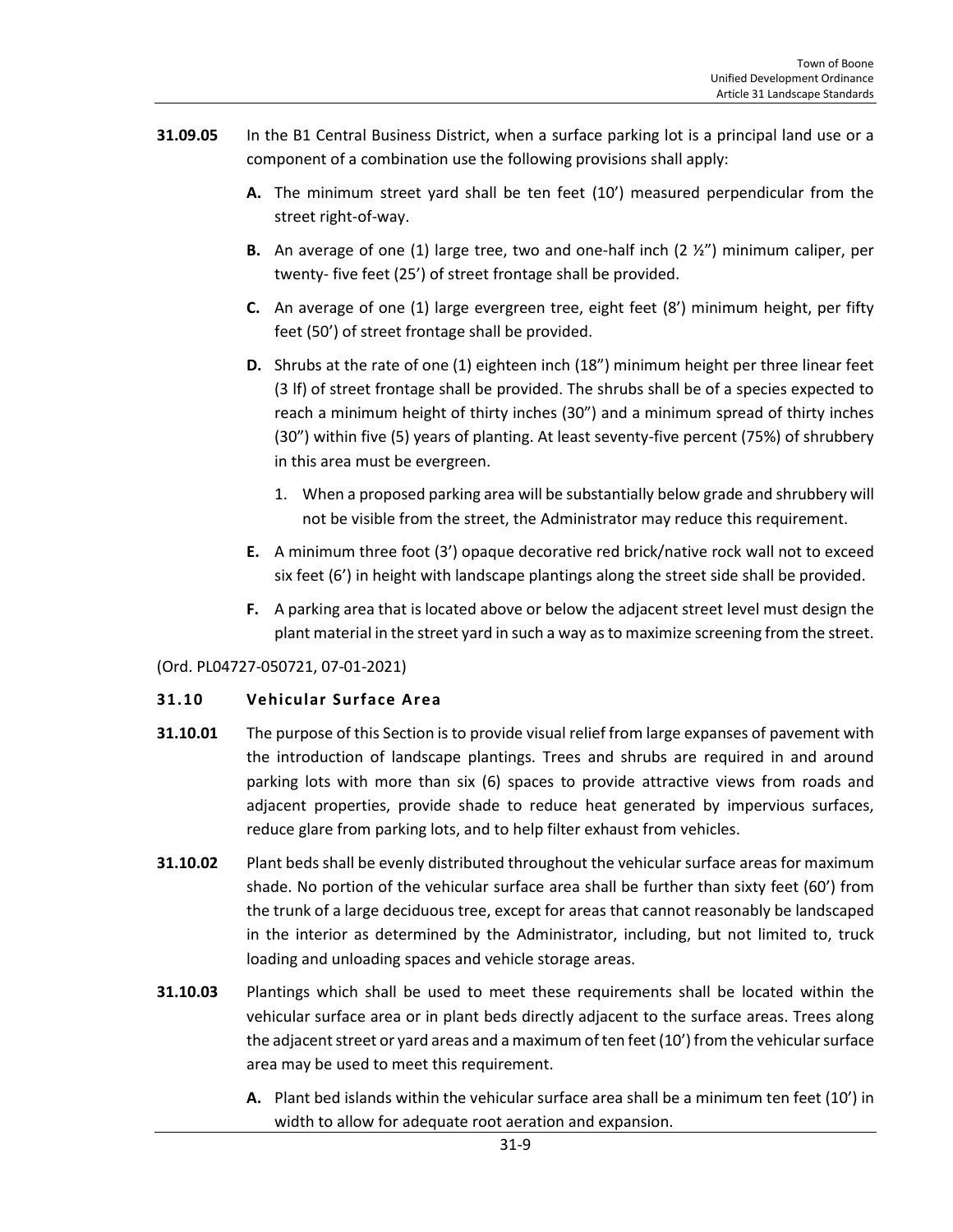**31.09.05** In the B1 Central Business District, when a surface parking lot is a principal land use or a component of a combination use the following provisions shall apply:

- **A.** The minimum street yard shall be ten feet (10') measured perpendicular from the street right-of-way.
- **B.** An average of one (1) large tree, two and one-half inch (2 ½") minimum caliper, per twenty- five feet (25') of street frontage shall be provided.
- **C.** An average of one (1) large evergreen tree, eight feet (8') minimum height, per fifty feet (50') of street frontage shall be provided.
- **D.** Shrubs at the rate of one (1) eighteen inch (18") minimum height per three linear feet (3 lf) of street frontage shall be provided. The shrubs shall be of a species expected to reach a minimum height of thirty inches (30") and a minimum spread of thirty inches (30") within five (5) years of planting. At least seventy-five percent (75%) of shrubbery in this area must be evergreen.
  1. When a proposed parking area will be substantially below grade and shrubbery will not be visible from the street, the Administrator may reduce this requirement.
- **E.** A minimum three foot (3') opaque decorative red brick/native rock wall not to exceed six feet (6') in height with landscape plantings along the street side shall be provided.
- **F.** A parking area that is located above or below the adjacent street level must design the plant material in the street yard in such a way as to maximize screening from the street.

(Ord. PL04727-050721, 07-01-2021)

### 31.10 Vehicular Surface Area

**31.10.01** The purpose of this Section is to provide visual relief from large expanses of pavement with the introduction of landscape plantings. Trees and shrubs are required in and around parking lots with more than six (6) spaces to provide attractive views from roads and adjacent properties, provide shade to reduce heat generated by impervious surfaces, reduce glare from parking lots, and to help filter exhaust from vehicles.

**31.10.02** Plant beds shall be evenly distributed throughout the vehicular surface areas for maximum shade. No portion of the vehicular surface area shall be further than sixty feet (60') from the trunk of a large deciduous tree, except for areas that cannot reasonably be landscaped in the interior as determined by the Administrator, including, but not limited to, truck loading and unloading spaces and vehicle storage areas.

**31.10.03** Plantings which shall be used to meet these requirements shall be located within the vehicular surface area or in plant beds directly adjacent to the surface areas. Trees along the adjacent street or yard areas and a maximum of ten feet (10') from the vehicular surface area may be used to meet this requirement.

- **A.** Plant bed islands within the vehicular surface area shall be a minimum ten feet (10') in width to allow for adequate root aeration and expansion.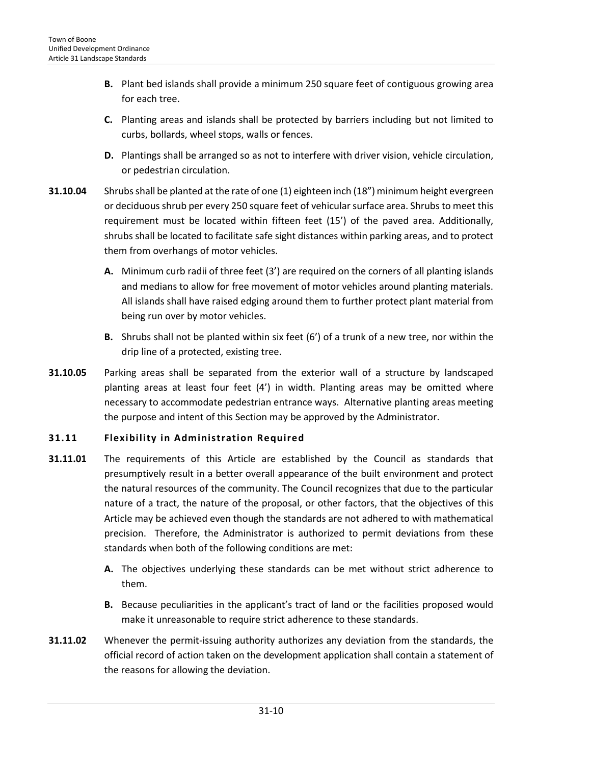**B.** Plant bed islands shall provide a minimum 250 square feet of contiguous growing area for each tree.

**C.** Planting areas and islands shall be protected by barriers including but not limited to curbs, bollards, wheel stops, walls or fences.

**D.** Plantings shall be arranged so as not to interfere with driver vision, vehicle circulation, or pedestrian circulation.

**31.10.04** Shrubs shall be planted at the rate of one (1) eighteen inch (18") minimum height evergreen or deciduous shrub per every 250 square feet of vehicular surface area. Shrubs to meet this requirement must be located within fifteen feet (15') of the paved area. Additionally, shrubs shall be located to facilitate safe sight distances within parking areas, and to protect them from overhangs of motor vehicles.

**A.** Minimum curb radii of three feet (3') are required on the corners of all planting islands and medians to allow for free movement of motor vehicles around planting materials. All islands shall have raised edging around them to further protect plant material from being run over by motor vehicles.

**B.** Shrubs shall not be planted within six feet (6') of a trunk of a new tree, nor within the drip line of a protected, existing tree.

**31.10.05** Parking areas shall be separated from the exterior wall of a structure by landscaped planting areas at least four feet (4') in width. Planting areas may be omitted where necessary to accommodate pedestrian entrance ways. Alternative planting areas meeting the purpose and intent of this Section may be approved by the Administrator.

### 31.11 Flexibility in Administration Required

**31.11.01** The requirements of this Article are established by the Council as standards that presumptively result in a better overall appearance of the built environment and protect the natural resources of the community. The Council recognizes that due to the particular nature of a tract, the nature of the proposal, or other factors, that the objectives of this Article may be achieved even though the standards are not adhered to with mathematical precision. Therefore, the Administrator is authorized to permit deviations from these standards when both of the following conditions are met:

**A.** The objectives underlying these standards can be met without strict adherence to them.

**B.** Because peculiarities in the applicant's tract of land or the facilities proposed would make it unreasonable to require strict adherence to these standards.

**31.11.02** Whenever the permit-issuing authority authorizes any deviation from the standards, the official record of action taken on the development application shall contain a statement of the reasons for allowing the deviation.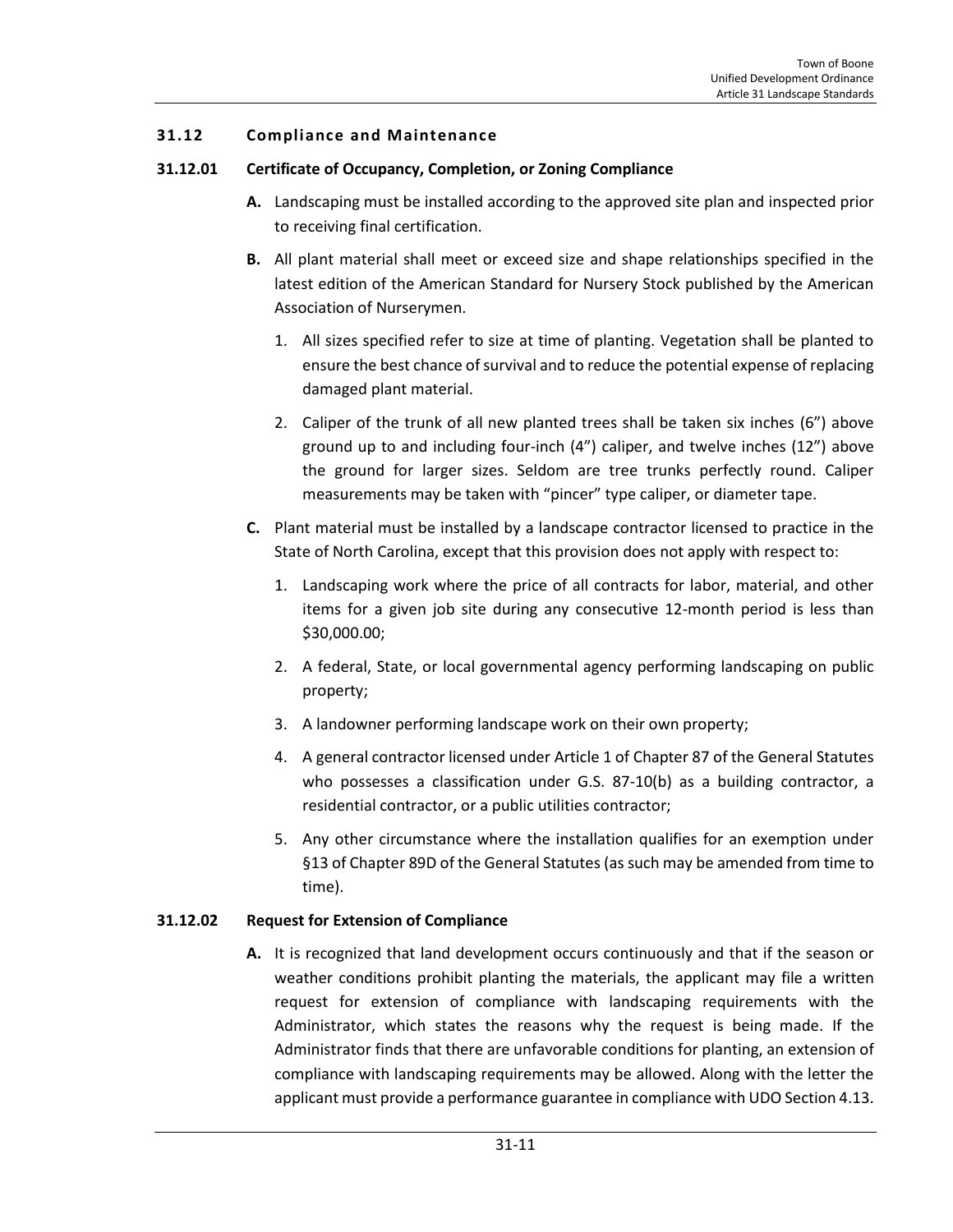## 31.12 Compliance and Maintenance

### 31.12.01 Certificate of Occupancy, Completion, or Zoning Compliance

**A.** Landscaping must be installed according to the approved site plan and inspected prior to receiving final certification.

**B.** All plant material shall meet or exceed size and shape relationships specified in the latest edition of the American Standard for Nursery Stock published by the American Association of Nurserymen.

1. All sizes specified refer to size at time of planting. Vegetation shall be planted to ensure the best chance of survival and to reduce the potential expense of replacing damaged plant material.
2. Caliper of the trunk of all new planted trees shall be taken six inches (6") above ground up to and including four-inch (4") caliper, and twelve inches (12") above the ground for larger sizes. Seldom are tree trunks perfectly round. Caliper measurements may be taken with "pincer" type caliper, or diameter tape.

**C.** Plant material must be installed by a landscape contractor licensed to practice in the State of North Carolina, except that this provision does not apply with respect to:

1. Landscaping work where the price of all contracts for labor, material, and other items for a given job site during any consecutive 12-month period is less than $30,000.00;
2. A federal, State, or local governmental agency performing landscaping on public property;
3. A landowner performing landscape work on their own property;
4. A general contractor licensed under Article 1 of Chapter 87 of the General Statutes who possesses a classification under G.S. 87-10(b) as a building contractor, a residential contractor, or a public utilities contractor;
5. Any other circumstance where the installation qualifies for an exemption under §13 of Chapter 89D of the General Statutes (as such may be amended from time to time).

### 31.12.02 Request for Extension of Compliance

**A.** It is recognized that land development occurs continuously and that if the season or weather conditions prohibit planting the materials, the applicant may file a written request for extension of compliance with landscaping requirements with the Administrator, which states the reasons why the request is being made. If the Administrator finds that there are unfavorable conditions for planting, an extension of compliance with landscaping requirements may be allowed. Along with the letter the applicant must provide a performance guarantee in compliance with UDO Section 4.13.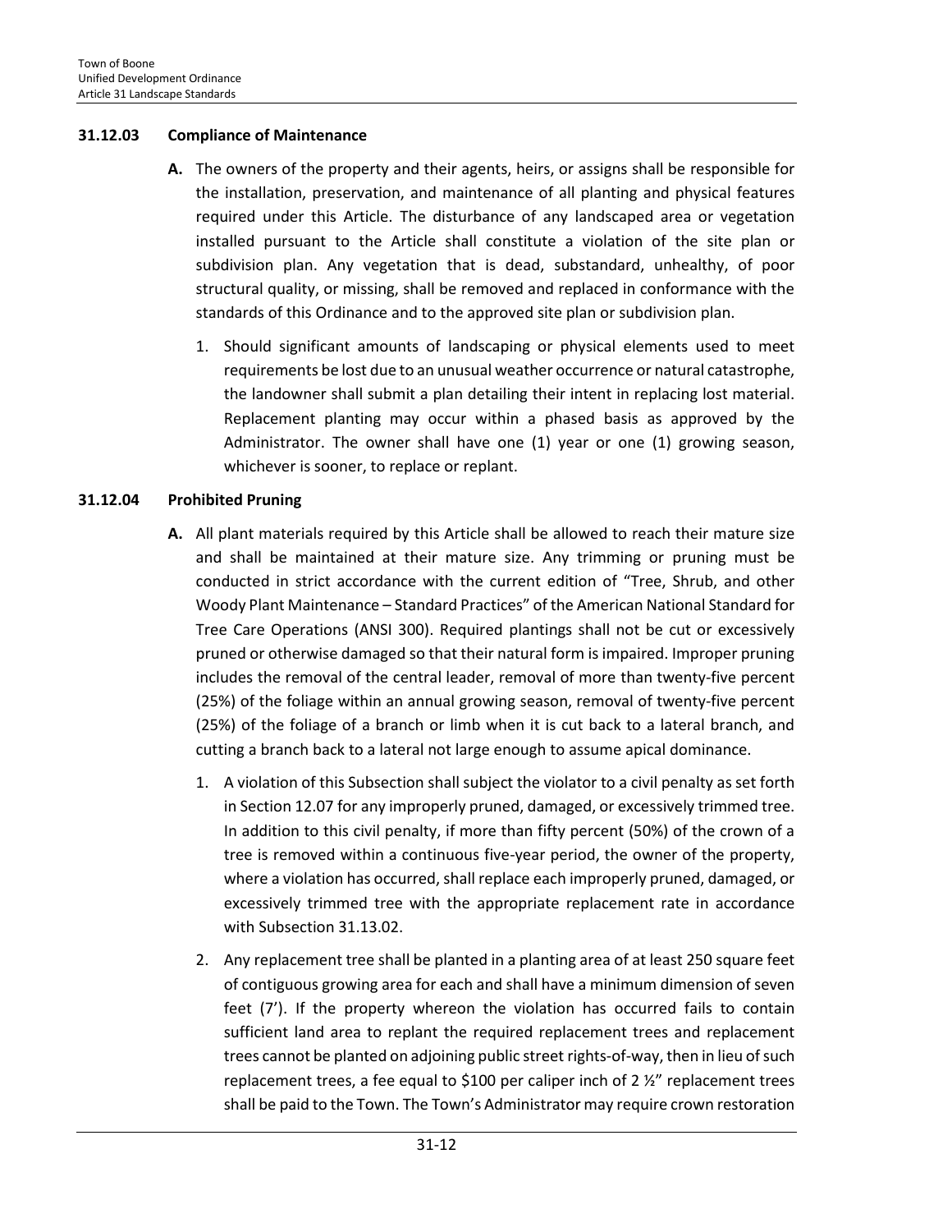### 31.12.03 Compliance of Maintenance

**A.** The owners of the property and their agents, heirs, or assigns shall be responsible for the installation, preservation, and maintenance of all planting and physical features required under this Article. The disturbance of any landscaped area or vegetation installed pursuant to the Article shall constitute a violation of the site plan or subdivision plan. Any vegetation that is dead, substandard, unhealthy, of poor structural quality, or missing, shall be removed and replaced in conformance with the standards of this Ordinance and to the approved site plan or subdivision plan.

1. Should significant amounts of landscaping or physical elements used to meet requirements be lost due to an unusual weather occurrence or natural catastrophe, the landowner shall submit a plan detailing their intent in replacing lost material. Replacement planting may occur within a phased basis as approved by the Administrator. The owner shall have one (1) year or one (1) growing season, whichever is sooner, to replace or replant.

### 31.12.04 Prohibited Pruning

**A.** All plant materials required by this Article shall be allowed to reach their mature size and shall be maintained at their mature size. Any trimming or pruning must be conducted in strict accordance with the current edition of "Tree, Shrub, and other Woody Plant Maintenance – Standard Practices" of the American National Standard for Tree Care Operations (ANSI 300). Required plantings shall not be cut or excessively pruned or otherwise damaged so that their natural form is impaired. Improper pruning includes the removal of the central leader, removal of more than twenty-five percent (25%) of the foliage within an annual growing season, removal of twenty-five percent (25%) of the foliage of a branch or limb when it is cut back to a lateral branch, and cutting a branch back to a lateral not large enough to assume apical dominance.

1. A violation of this Subsection shall subject the violator to a civil penalty as set forth in Section 12.07 for any improperly pruned, damaged, or excessively trimmed tree. In addition to this civil penalty, if more than fifty percent (50%) of the crown of a tree is removed within a continuous five-year period, the owner of the property, where a violation has occurred, shall replace each improperly pruned, damaged, or excessively trimmed tree with the appropriate replacement rate in accordance with Subsection 31.13.02.

2. Any replacement tree shall be planted in a planting area of at least 250 square feet of contiguous growing area for each and shall have a minimum dimension of seven feet (7'). If the property whereon the violation has occurred fails to contain sufficient land area to replant the required replacement trees and replacement trees cannot be planted on adjoining public street rights-of-way, then in lieu of such replacement trees, a fee equal to $100 per caliper inch of 2 ½" replacement trees shall be paid to the Town. The Town's Administrator may require crown restoration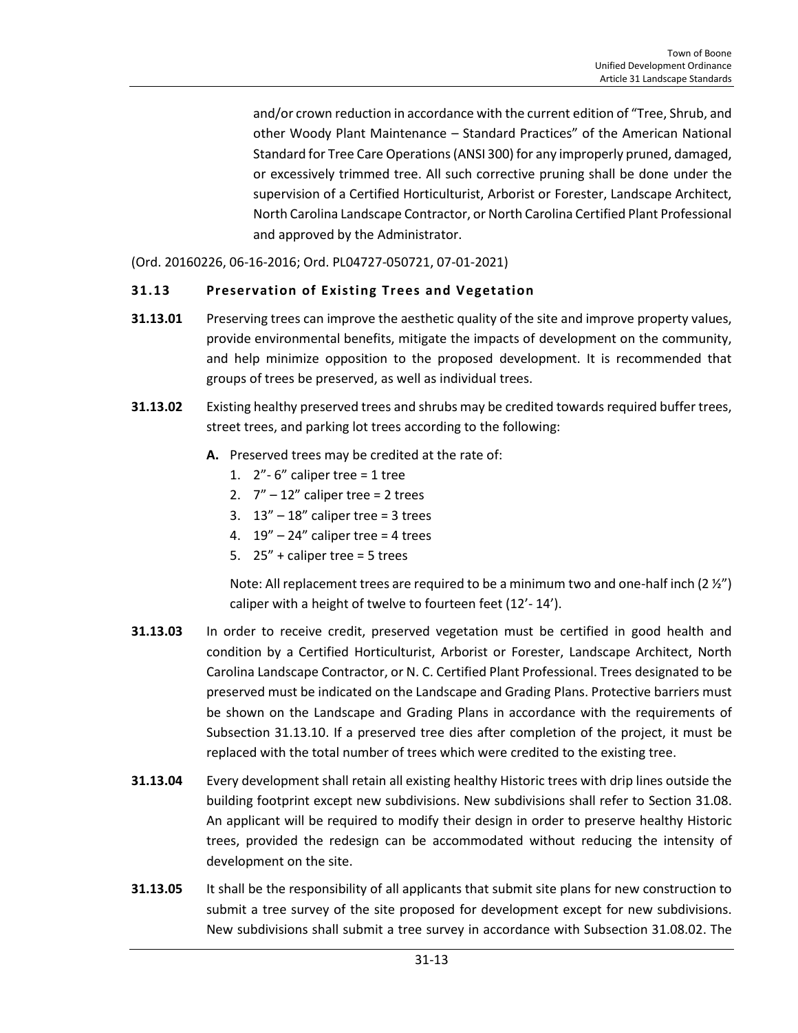and/or crown reduction in accordance with the current edition of "Tree, Shrub, and other Woody Plant Maintenance – Standard Practices" of the American National Standard for Tree Care Operations (ANSI 300) for any improperly pruned, damaged, or excessively trimmed tree. All such corrective pruning shall be done under the supervision of a Certified Horticulturist, Arborist or Forester, Landscape Architect, North Carolina Landscape Contractor, or North Carolina Certified Plant Professional and approved by the Administrator.

(Ord. 20160226, 06-16-2016; Ord. PL04727-050721, 07-01-2021)

### 31.13 Preservation of Existing Trees and Vegetation

**31.13.01** Preserving trees can improve the aesthetic quality of the site and improve property values, provide environmental benefits, mitigate the impacts of development on the community, and help minimize opposition to the proposed development. It is recommended that groups of trees be preserved, as well as individual trees.

**31.13.02** Existing healthy preserved trees and shrubs may be credited towards required buffer trees, street trees, and parking lot trees according to the following:

**A.** Preserved trees may be credited at the rate of:

1. 2"- 6" caliper tree = 1 tree
2. 7" – 12" caliper tree = 2 trees
3. 13" – 18" caliper tree = 3 trees
4. 19" – 24" caliper tree = 4 trees
5. 25" + caliper tree = 5 trees

Note: All replacement trees are required to be a minimum two and one-half inch (2 ½") caliper with a height of twelve to fourteen feet (12'- 14').

**31.13.03** In order to receive credit, preserved vegetation must be certified in good health and condition by a Certified Horticulturist, Arborist or Forester, Landscape Architect, North Carolina Landscape Contractor, or N. C. Certified Plant Professional. Trees designated to be preserved must be indicated on the Landscape and Grading Plans. Protective barriers must be shown on the Landscape and Grading Plans in accordance with the requirements of Subsection 31.13.10. If a preserved tree dies after completion of the project, it must be replaced with the total number of trees which were credited to the existing tree.

**31.13.04** Every development shall retain all existing healthy Historic trees with drip lines outside the building footprint except new subdivisions. New subdivisions shall refer to Section 31.08. An applicant will be required to modify their design in order to preserve healthy Historic trees, provided the redesign can be accommodated without reducing the intensity of development on the site.

**31.13.05** It shall be the responsibility of all applicants that submit site plans for new construction to submit a tree survey of the site proposed for development except for new subdivisions. New subdivisions shall submit a tree survey in accordance with Subsection 31.08.02. The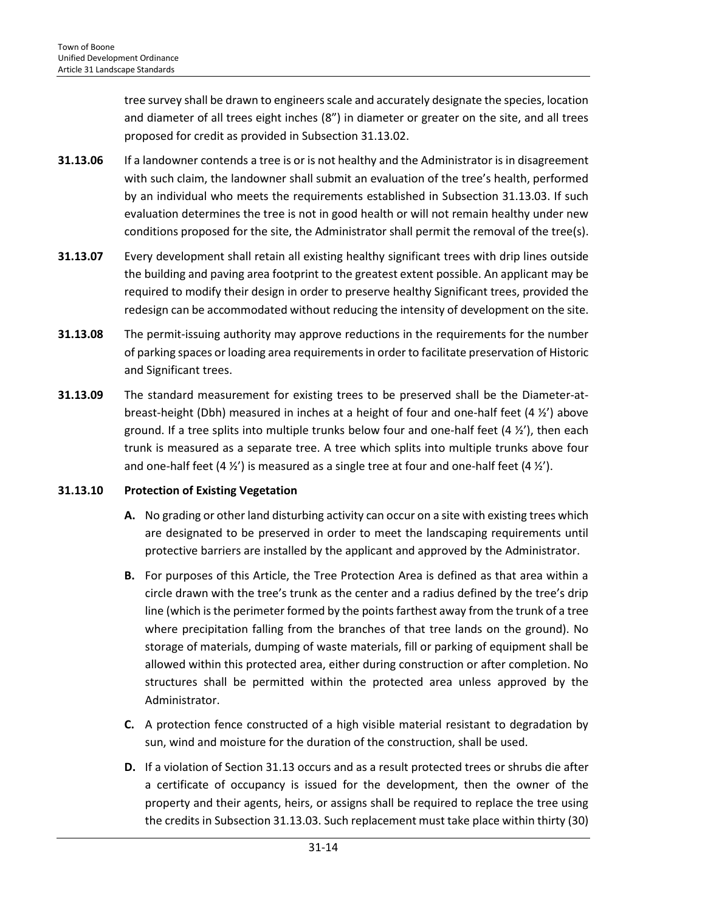tree survey shall be drawn to engineers scale and accurately designate the species, location and diameter of all trees eight inches (8") in diameter or greater on the site, and all trees proposed for credit as provided in Subsection 31.13.02.

**31.13.06** If a landowner contends a tree is or is not healthy and the Administrator is in disagreement with such claim, the landowner shall submit an evaluation of the tree's health, performed by an individual who meets the requirements established in Subsection 31.13.03. If such evaluation determines the tree is not in good health or will not remain healthy under new conditions proposed for the site, the Administrator shall permit the removal of the tree(s).

**31.13.07** Every development shall retain all existing healthy significant trees with drip lines outside the building and paving area footprint to the greatest extent possible. An applicant may be required to modify their design in order to preserve healthy Significant trees, provided the redesign can be accommodated without reducing the intensity of development on the site.

**31.13.08** The permit-issuing authority may approve reductions in the requirements for the number of parking spaces or loading area requirements in order to facilitate preservation of Historic and Significant trees.

**31.13.09** The standard measurement for existing trees to be preserved shall be the Diameter-at-breast-height (Dbh) measured in inches at a height of four and one-half feet (4 ½') above ground. If a tree splits into multiple trunks below four and one-half feet (4 ½'), then each trunk is measured as a separate tree. A tree which splits into multiple trunks above four and one-half feet (4 ½') is measured as a single tree at four and one-half feet (4 ½').

**31.13.10 Protection of Existing Vegetation**

**A.** No grading or other land disturbing activity can occur on a site with existing trees which are designated to be preserved in order to meet the landscaping requirements until protective barriers are installed by the applicant and approved by the Administrator.

**B.** For purposes of this Article, the Tree Protection Area is defined as that area within a circle drawn with the tree's trunk as the center and a radius defined by the tree's drip line (which is the perimeter formed by the points farthest away from the trunk of a tree where precipitation falling from the branches of that tree lands on the ground). No storage of materials, dumping of waste materials, fill or parking of equipment shall be allowed within this protected area, either during construction or after completion. No structures shall be permitted within the protected area unless approved by the Administrator.

**C.** A protection fence constructed of a high visible material resistant to degradation by sun, wind and moisture for the duration of the construction, shall be used.

**D.** If a violation of Section 31.13 occurs and as a result protected trees or shrubs die after a certificate of occupancy is issued for the development, then the owner of the property and their agents, heirs, or assigns shall be required to replace the tree using the credits in Subsection 31.13.03. Such replacement must take place within thirty (30)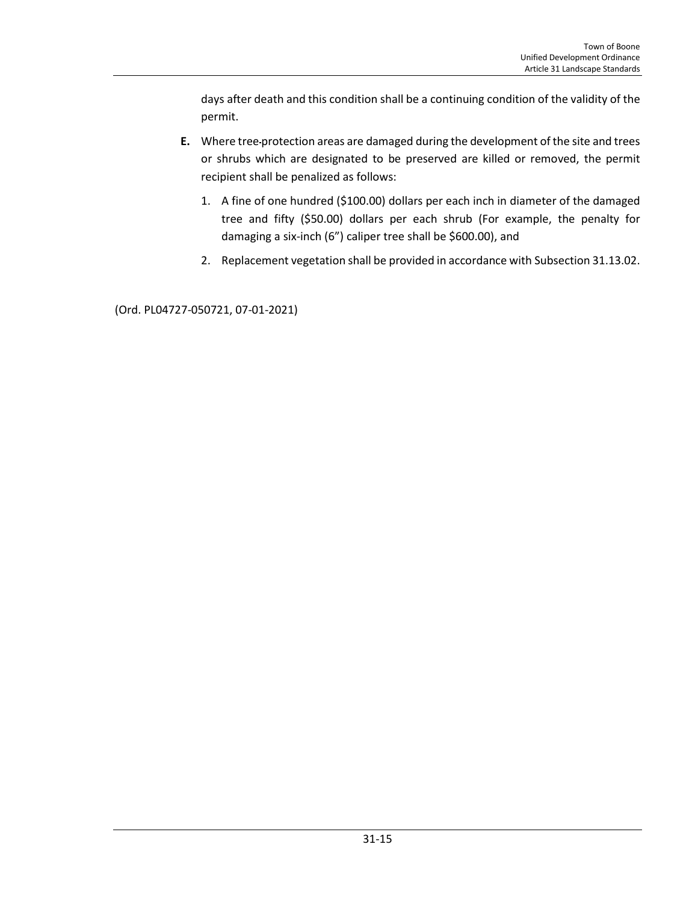days after death and this condition shall be a continuing condition of the validity of the permit.

**E.** Where tree-protection areas are damaged during the development of the site and trees or shrubs which are designated to be preserved are killed or removed, the permit recipient shall be penalized as follows:

1. A fine of one hundred ($100.00) dollars per each inch in diameter of the damaged tree and fifty ($50.00) dollars per each shrub (For example, the penalty for damaging a six-inch (6") caliper tree shall be $600.00), and
2. Replacement vegetation shall be provided in accordance with Subsection 31.13.02.

(Ord. PL04727-050721, 07-01-2021)